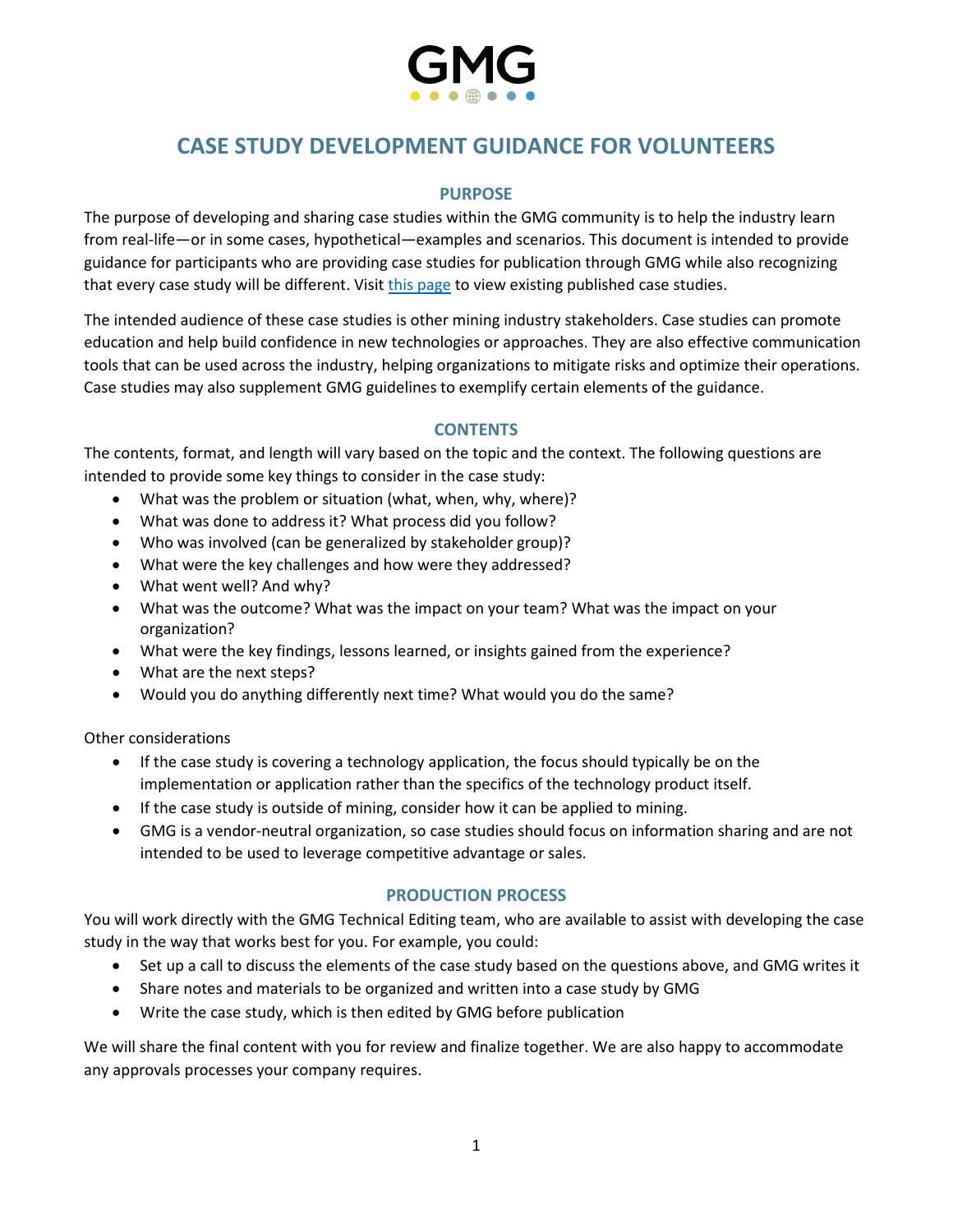GMG

# CASE STUDY DEVELOPMENT GUIDANCE FOR VOLUNTEERS

## PURPOSE

The purpose of developing and sharing case studies within the GMG community is to help the industry learn from real-life—or in some cases, hypothetical—examples and scenarios. This document is intended to provide guidance for participants who are providing case studies for publication through GMG while also recognizing that every case study will be different. Visit this page to view existing published case studies.

The intended audience of these case studies is other mining industry stakeholders. Case studies can promote education and help build confidence in new technologies or approaches. They are also effective communication tools that can be used across the industry, helping organizations to mitigate risks and optimize their operations. Case studies may also supplement GMG guidelines to exemplify certain elements of the guidance.

## CONTENTS

The contents, format, and length will vary based on the topic and the context. The following questions are intended to provide some key things to consider in the case study:

- What was the problem or situation (what, when, why, where)?
- What was done to address it? What process did you follow?
- Who was involved (can be generalized by stakeholder group)?
- What were the key challenges and how were they addressed?
- What went well? And why?
- What was the outcome? What was the impact on your team? What was the impact on your organization?
- What were the key findings, lessons learned, or insights gained from the experience?
- What are the next steps?
- Would you do anything differently next time? What would you do the same?

Other considerations

- If the case study is covering a technology application, the focus should typically be on the implementation or application rather than the specifics of the technology product itself.
- If the case study is outside of mining, consider how it can be applied to mining.
- GMG is a vendor-neutral organization, so case studies should focus on information sharing and are not intended to be used to leverage competitive advantage or sales.

## PRODUCTION PROCESS

You will work directly with the GMG Technical Editing team, who are available to assist with developing the case study in the way that works best for you. For example, you could:

- Set up a call to discuss the elements of the case study based on the questions above, and GMG writes it
- Share notes and materials to be organized and written into a case study by GMG
- Write the case study, which is then edited by GMG before publication

We will share the final content with you for review and finalize together. We are also happy to accommodate any approvals processes your company requires.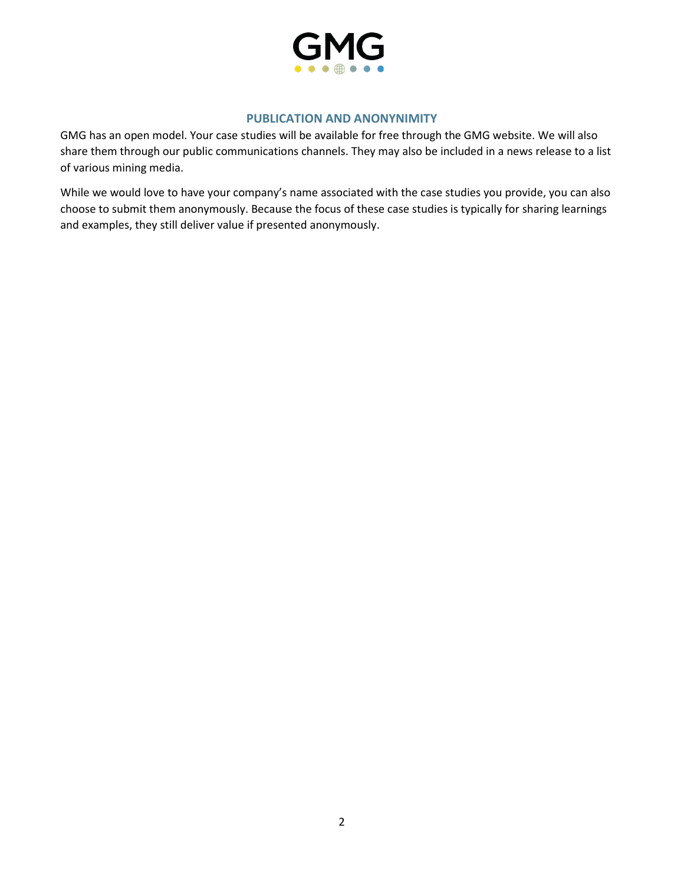## PUBLICATION AND ANONYNIMITY

GMG has an open model. Your case studies will be available for free through the GMG website. We will also share them through our public communications channels. They may also be included in a news release to a list of various mining media.

While we would love to have your company's name associated with the case studies you provide, you can also choose to submit them anonymously. Because the focus of these case studies is typically for sharing learnings and examples, they still deliver value if presented anonymously.